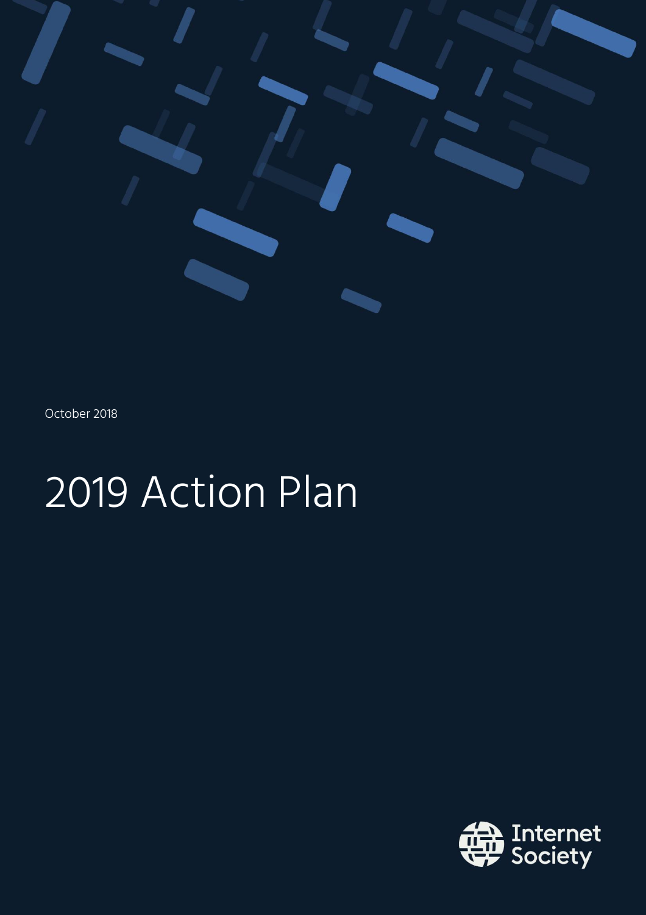October 2018

# 2019 Action Plan

Internet Society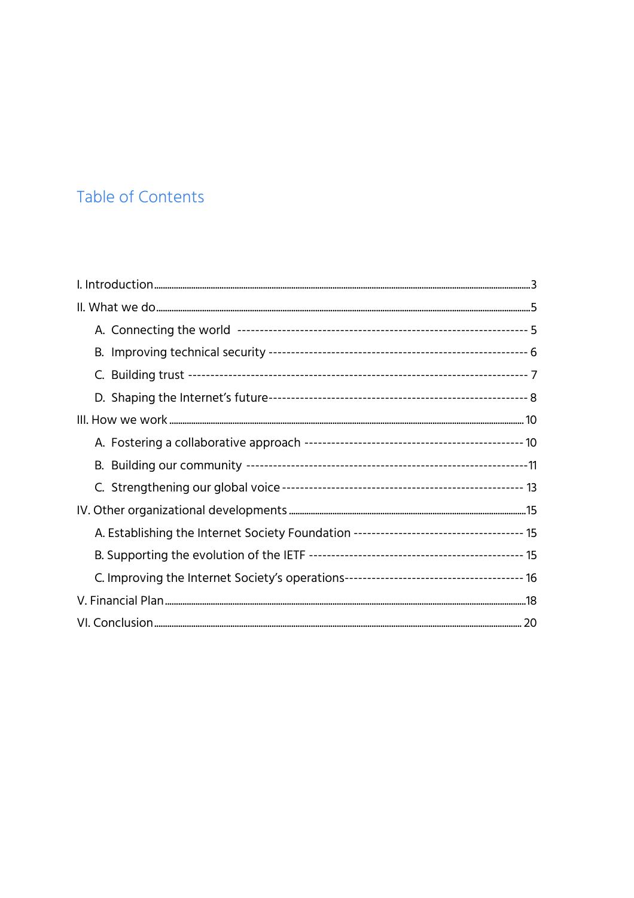# Table of Contents

I. Introduction ... 3

II. What we do ... 5

- A. Connecting the world ... 5
- B. Improving technical security ... 6
- C. Building trust ... 7
- D. Shaping the Internet's future ... 8

III. How we work ... 10

- A. Fostering a collaborative approach ... 10
- B. Building our community ... 11
- C. Strengthening our global voice ... 13

IV. Other organizational developments ... 15

- A. Establishing the Internet Society Foundation ... 15
- B. Supporting the evolution of the IETF ... 15
- C. Improving the Internet Society's operations ... 16

V. Financial Plan ... 18

VI. Conclusion ... 20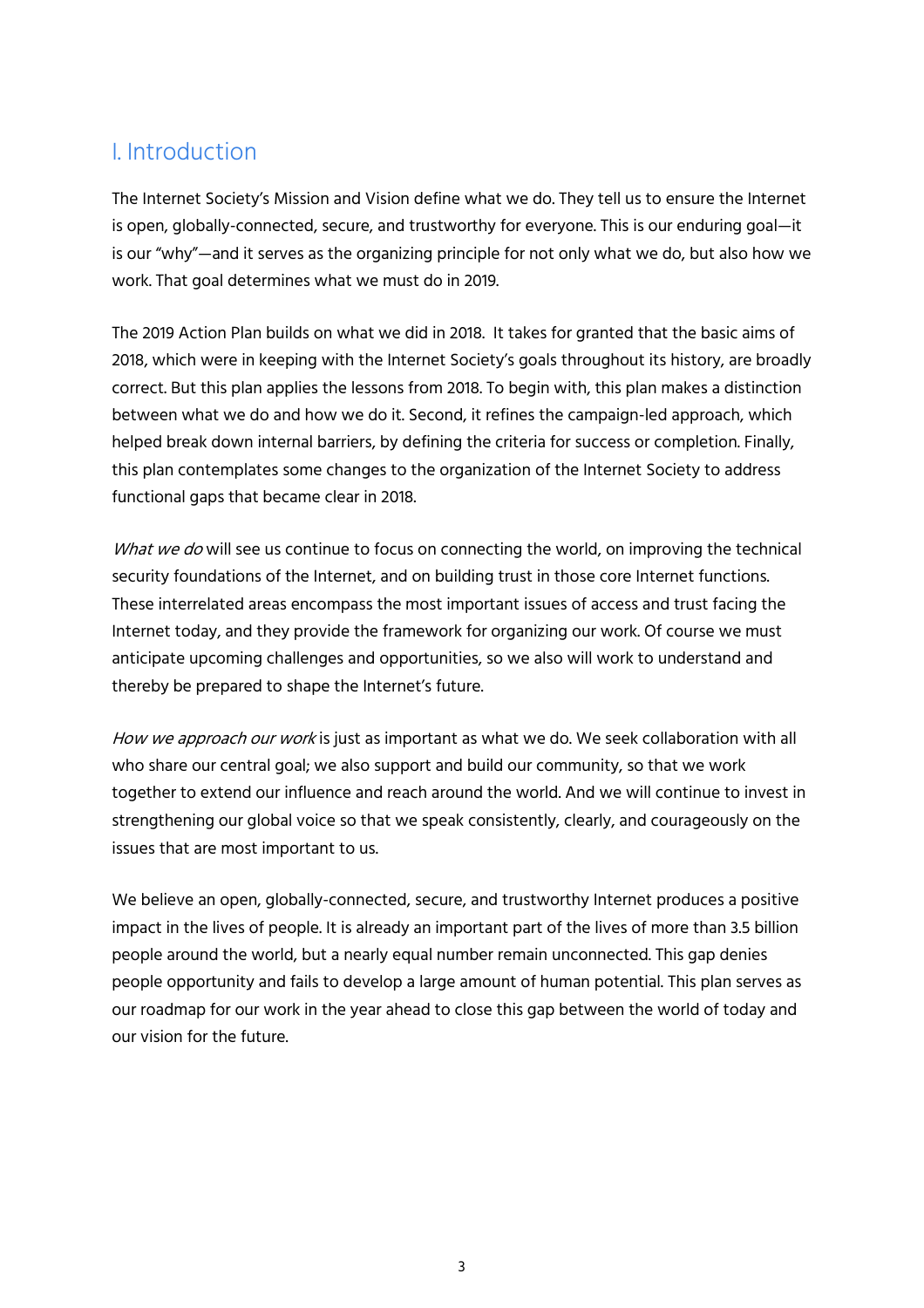## I. Introduction

The Internet Society's Mission and Vision define what we do. They tell us to ensure the Internet is open, globally-connected, secure, and trustworthy for everyone. This is our enduring goal—it is our "why"—and it serves as the organizing principle for not only what we do, but also how we work. That goal determines what we must do in 2019.

The 2019 Action Plan builds on what we did in 2018. It takes for granted that the basic aims of 2018, which were in keeping with the Internet Society's goals throughout its history, are broadly correct. But this plan applies the lessons from 2018. To begin with, this plan makes a distinction between what we do and how we do it. Second, it refines the campaign-led approach, which helped break down internal barriers, by defining the criteria for success or completion. Finally, this plan contemplates some changes to the organization of the Internet Society to address functional gaps that became clear in 2018.

*What we do* will see us continue to focus on connecting the world, on improving the technical security foundations of the Internet, and on building trust in those core Internet functions. These interrelated areas encompass the most important issues of access and trust facing the Internet today, and they provide the framework for organizing our work. Of course we must anticipate upcoming challenges and opportunities, so we also will work to understand and thereby be prepared to shape the Internet's future.

*How we approach our work* is just as important as what we do. We seek collaboration with all who share our central goal; we also support and build our community, so that we work together to extend our influence and reach around the world. And we will continue to invest in strengthening our global voice so that we speak consistently, clearly, and courageously on the issues that are most important to us.

We believe an open, globally-connected, secure, and trustworthy Internet produces a positive impact in the lives of people. It is already an important part of the lives of more than 3.5 billion people around the world, but a nearly equal number remain unconnected. This gap denies people opportunity and fails to develop a large amount of human potential. This plan serves as our roadmap for our work in the year ahead to close this gap between the world of today and our vision for the future.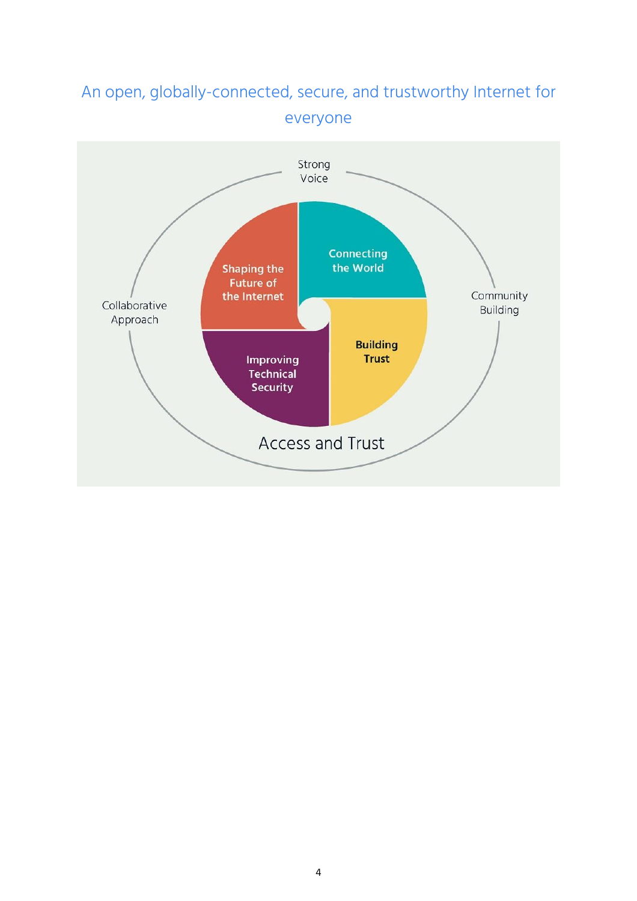## An open, globally-connected, secure, and trustworthy Internet for everyone

Strong Voice

Collaborative Approach

Community Building

Shaping the Future of the Internet

Connecting the World

Improving Technical Security

Building Trust

Access and Trust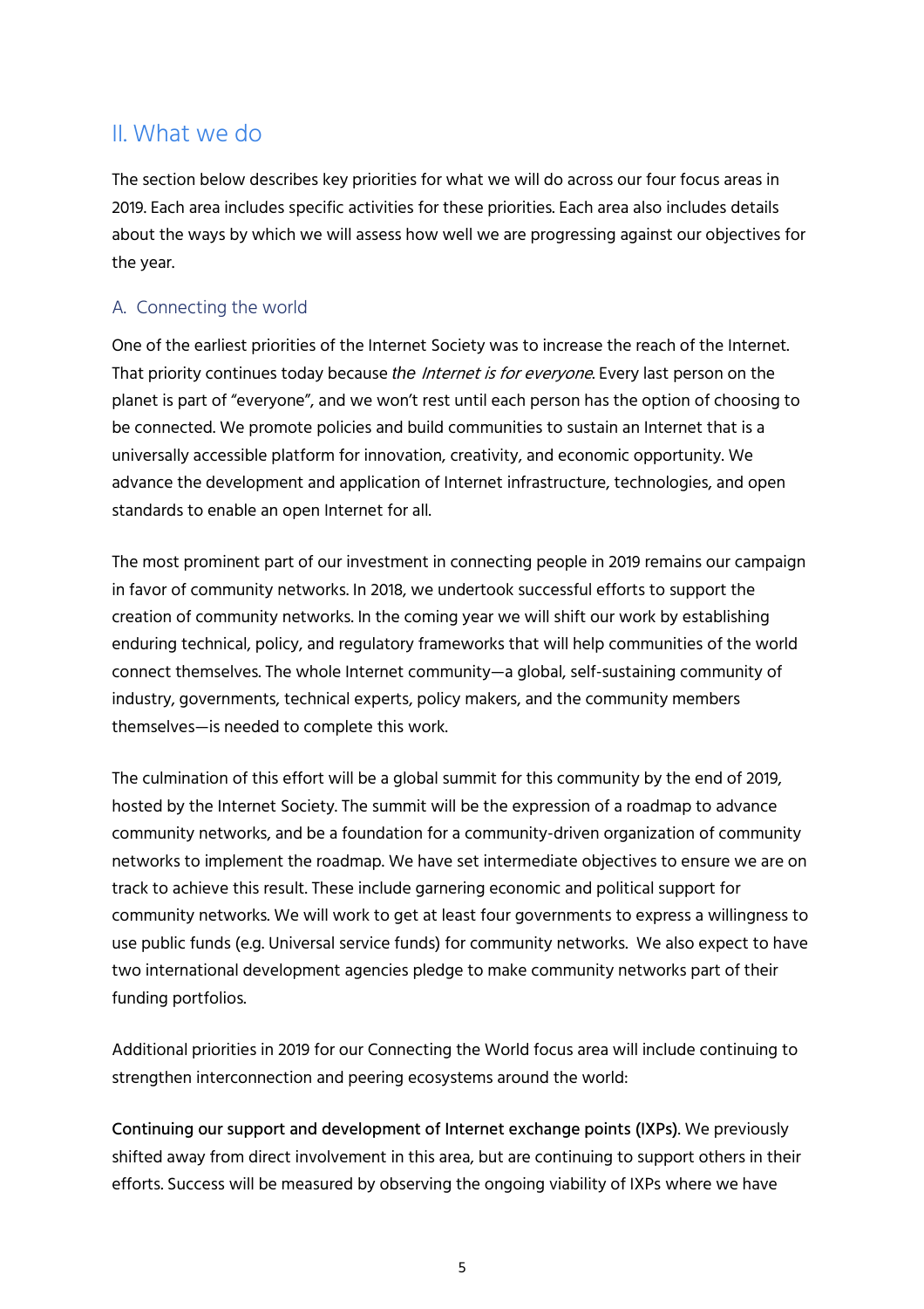## II. What we do

The section below describes key priorities for what we will do across our four focus areas in 2019. Each area includes specific activities for these priorities. Each area also includes details about the ways by which we will assess how well we are progressing against our objectives for the year.

### A. Connecting the world

One of the earliest priorities of the Internet Society was to increase the reach of the Internet. That priority continues today because *the Internet is for everyone*. Every last person on the planet is part of "everyone", and we won't rest until each person has the option of choosing to be connected. We promote policies and build communities to sustain an Internet that is a universally accessible platform for innovation, creativity, and economic opportunity. We advance the development and application of Internet infrastructure, technologies, and open standards to enable an open Internet for all.

The most prominent part of our investment in connecting people in 2019 remains our campaign in favor of community networks. In 2018, we undertook successful efforts to support the creation of community networks. In the coming year we will shift our work by establishing enduring technical, policy, and regulatory frameworks that will help communities of the world connect themselves. The whole Internet community—a global, self-sustaining community of industry, governments, technical experts, policy makers, and the community members themselves—is needed to complete this work.

The culmination of this effort will be a global summit for this community by the end of 2019, hosted by the Internet Society. The summit will be the expression of a roadmap to advance community networks, and be a foundation for a community-driven organization of community networks to implement the roadmap. We have set intermediate objectives to ensure we are on track to achieve this result. These include garnering economic and political support for community networks. We will work to get at least four governments to express a willingness to use public funds (e.g. Universal service funds) for community networks. We also expect to have two international development agencies pledge to make community networks part of their funding portfolios.

Additional priorities in 2019 for our Connecting the World focus area will include continuing to strengthen interconnection and peering ecosystems around the world:

**Continuing our support and development of Internet exchange points (IXPs)**. We previously shifted away from direct involvement in this area, but are continuing to support others in their efforts. Success will be measured by observing the ongoing viability of IXPs where we have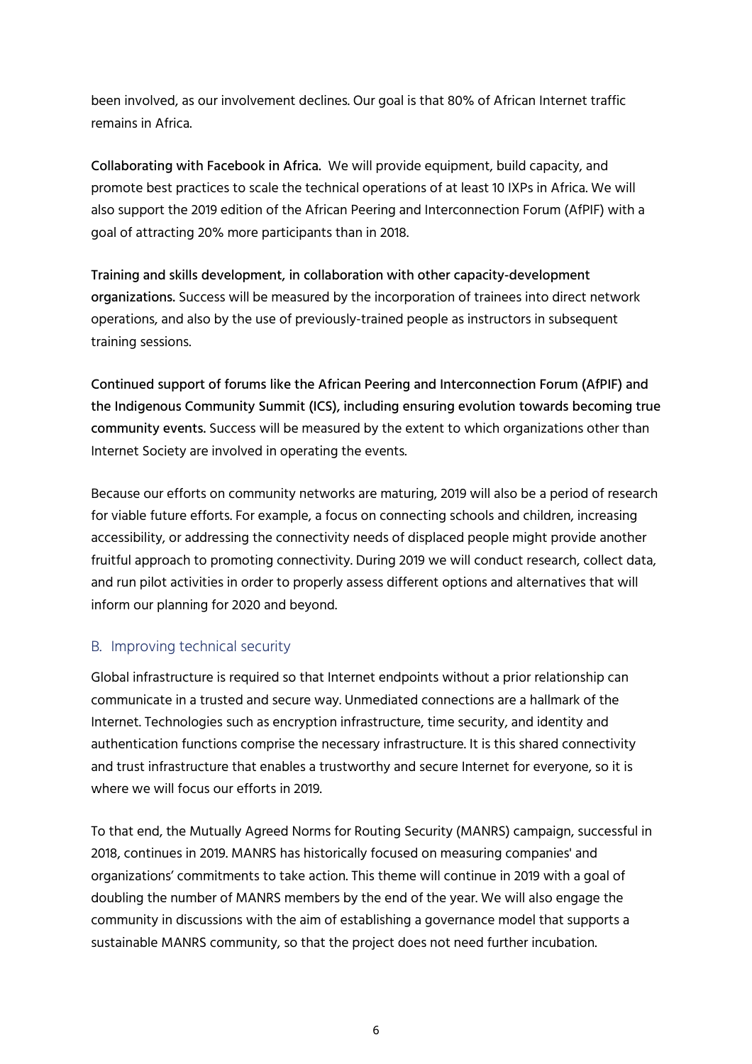been involved, as our involvement declines. Our goal is that 80% of African Internet traffic remains in Africa.

**Collaborating with Facebook in Africa.** We will provide equipment, build capacity, and promote best practices to scale the technical operations of at least 10 IXPs in Africa. We will also support the 2019 edition of the African Peering and Interconnection Forum (AfPIF) with a goal of attracting 20% more participants than in 2018.

**Training and skills development, in collaboration with other capacity-development organizations.** Success will be measured by the incorporation of trainees into direct network operations, and also by the use of previously-trained people as instructors in subsequent training sessions.

**Continued support of forums like the African Peering and Interconnection Forum (AfPIF) and the Indigenous Community Summit (ICS), including ensuring evolution towards becoming true community events.** Success will be measured by the extent to which organizations other than Internet Society are involved in operating the events.

Because our efforts on community networks are maturing, 2019 will also be a period of research for viable future efforts. For example, a focus on connecting schools and children, increasing accessibility, or addressing the connectivity needs of displaced people might provide another fruitful approach to promoting connectivity. During 2019 we will conduct research, collect data, and run pilot activities in order to properly assess different options and alternatives that will inform our planning for 2020 and beyond.

## B. Improving technical security

Global infrastructure is required so that Internet endpoints without a prior relationship can communicate in a trusted and secure way. Unmediated connections are a hallmark of the Internet. Technologies such as encryption infrastructure, time security, and identity and authentication functions comprise the necessary infrastructure. It is this shared connectivity and trust infrastructure that enables a trustworthy and secure Internet for everyone, so it is where we will focus our efforts in 2019.

To that end, the Mutually Agreed Norms for Routing Security (MANRS) campaign, successful in 2018, continues in 2019. MANRS has historically focused on measuring companies' and organizations' commitments to take action. This theme will continue in 2019 with a goal of doubling the number of MANRS members by the end of the year. We will also engage the community in discussions with the aim of establishing a governance model that supports a sustainable MANRS community, so that the project does not need further incubation.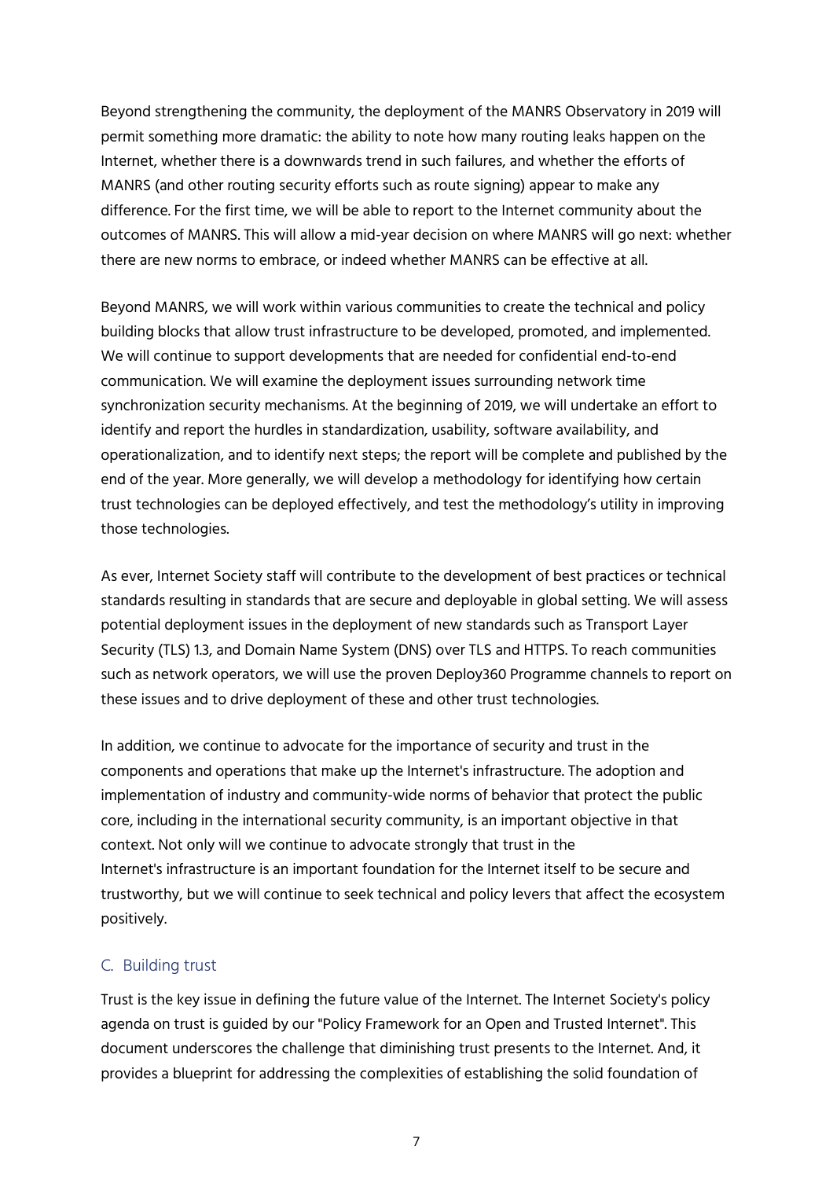Beyond strengthening the community, the deployment of the MANRS Observatory in 2019 will permit something more dramatic: the ability to note how many routing leaks happen on the Internet, whether there is a downwards trend in such failures, and whether the efforts of MANRS (and other routing security efforts such as route signing) appear to make any difference. For the first time, we will be able to report to the Internet community about the outcomes of MANRS. This will allow a mid-year decision on where MANRS will go next: whether there are new norms to embrace, or indeed whether MANRS can be effective at all.

Beyond MANRS, we will work within various communities to create the technical and policy building blocks that allow trust infrastructure to be developed, promoted, and implemented. We will continue to support developments that are needed for confidential end-to-end communication. We will examine the deployment issues surrounding network time synchronization security mechanisms. At the beginning of 2019, we will undertake an effort to identify and report the hurdles in standardization, usability, software availability, and operationalization, and to identify next steps; the report will be complete and published by the end of the year. More generally, we will develop a methodology for identifying how certain trust technologies can be deployed effectively, and test the methodology's utility in improving those technologies.

As ever, Internet Society staff will contribute to the development of best practices or technical standards resulting in standards that are secure and deployable in global setting. We will assess potential deployment issues in the deployment of new standards such as Transport Layer Security (TLS) 1.3, and Domain Name System (DNS) over TLS and HTTPS. To reach communities such as network operators, we will use the proven Deploy360 Programme channels to report on these issues and to drive deployment of these and other trust technologies.

In addition, we continue to advocate for the importance of security and trust in the components and operations that make up the Internet's infrastructure. The adoption and implementation of industry and community-wide norms of behavior that protect the public core, including in the international security community, is an important objective in that context. Not only will we continue to advocate strongly that trust in the Internet's infrastructure is an important foundation for the Internet itself to be secure and trustworthy, but we will continue to seek technical and policy levers that affect the ecosystem positively.

### C. Building trust

Trust is the key issue in defining the future value of the Internet. The Internet Society's policy agenda on trust is guided by our "Policy Framework for an Open and Trusted Internet". This document underscores the challenge that diminishing trust presents to the Internet. And, it provides a blueprint for addressing the complexities of establishing the solid foundation of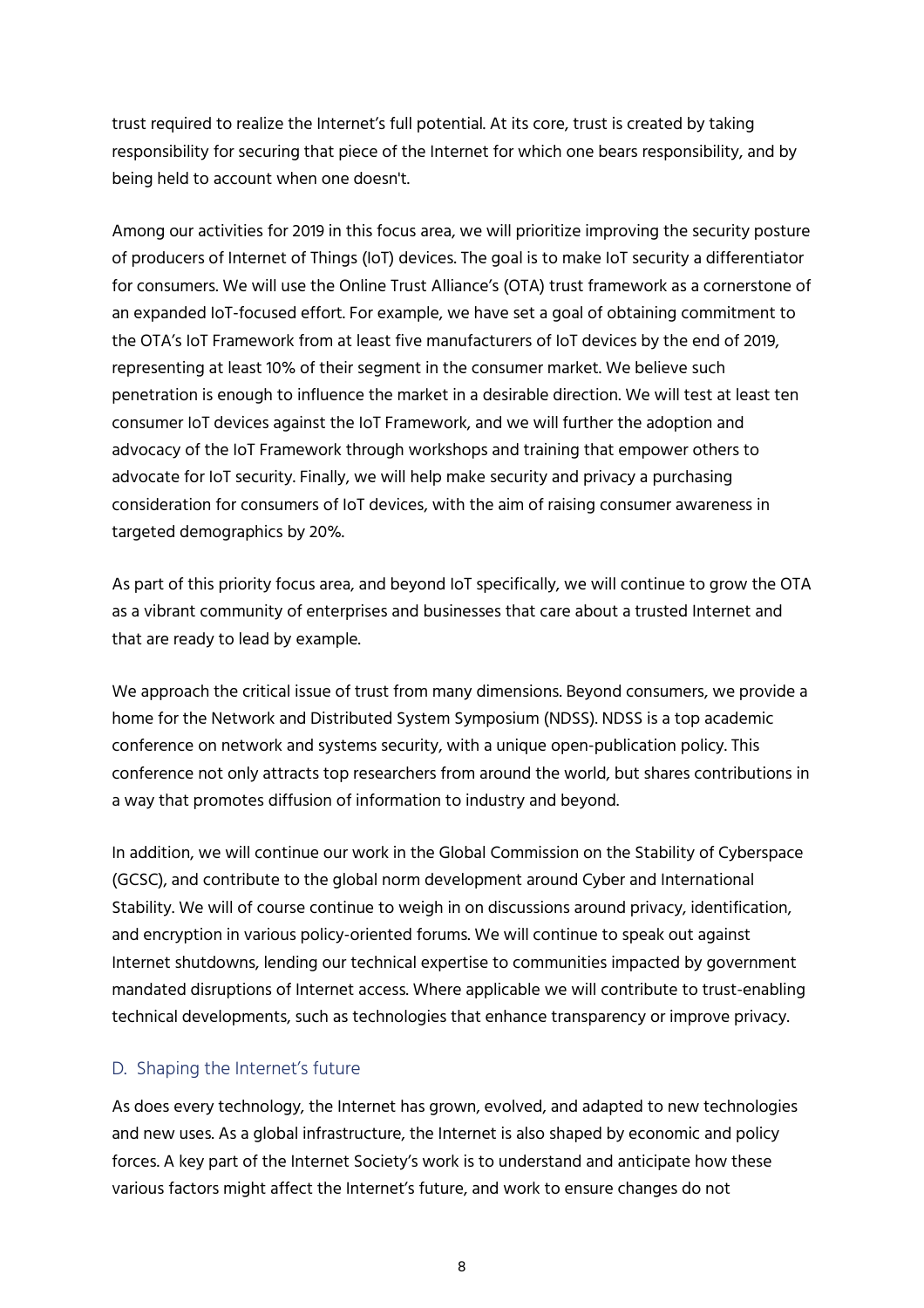trust required to realize the Internet's full potential. At its core, trust is created by taking responsibility for securing that piece of the Internet for which one bears responsibility, and by being held to account when one doesn't.

Among our activities for 2019 in this focus area, we will prioritize improving the security posture of producers of Internet of Things (IoT) devices. The goal is to make IoT security a differentiator for consumers. We will use the Online Trust Alliance's (OTA) trust framework as a cornerstone of an expanded IoT-focused effort. For example, we have set a goal of obtaining commitment to the OTA's IoT Framework from at least five manufacturers of IoT devices by the end of 2019, representing at least 10% of their segment in the consumer market. We believe such penetration is enough to influence the market in a desirable direction. We will test at least ten consumer IoT devices against the IoT Framework, and we will further the adoption and advocacy of the IoT Framework through workshops and training that empower others to advocate for IoT security. Finally, we will help make security and privacy a purchasing consideration for consumers of IoT devices, with the aim of raising consumer awareness in targeted demographics by 20%.

As part of this priority focus area, and beyond IoT specifically, we will continue to grow the OTA as a vibrant community of enterprises and businesses that care about a trusted Internet and that are ready to lead by example.

We approach the critical issue of trust from many dimensions. Beyond consumers, we provide a home for the Network and Distributed System Symposium (NDSS). NDSS is a top academic conference on network and systems security, with a unique open-publication policy. This conference not only attracts top researchers from around the world, but shares contributions in a way that promotes diffusion of information to industry and beyond.

In addition, we will continue our work in the Global Commission on the Stability of Cyberspace (GCSC), and contribute to the global norm development around Cyber and International Stability. We will of course continue to weigh in on discussions around privacy, identification, and encryption in various policy-oriented forums. We will continue to speak out against Internet shutdowns, lending our technical expertise to communities impacted by government mandated disruptions of Internet access. Where applicable we will contribute to trust-enabling technical developments, such as technologies that enhance transparency or improve privacy.

## D. Shaping the Internet's future

As does every technology, the Internet has grown, evolved, and adapted to new technologies and new uses. As a global infrastructure, the Internet is also shaped by economic and policy forces. A key part of the Internet Society's work is to understand and anticipate how these various factors might affect the Internet's future, and work to ensure changes do not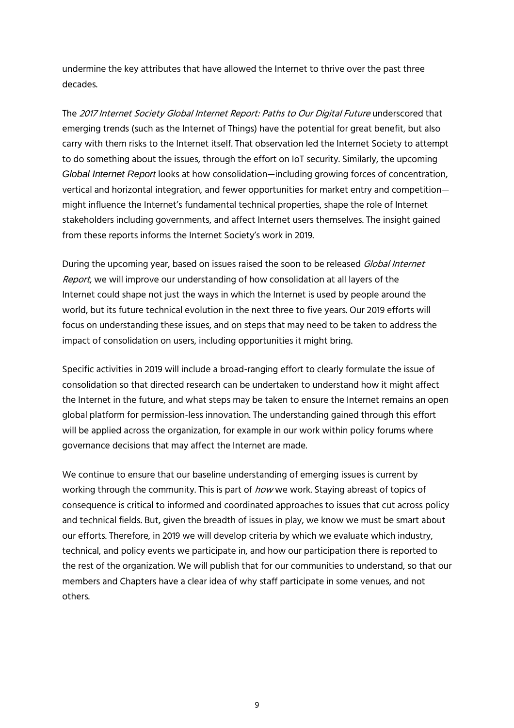undermine the key attributes that have allowed the Internet to thrive over the past three decades.

The *2017 Internet Society Global Internet Report: Paths to Our Digital Future* underscored that emerging trends (such as the Internet of Things) have the potential for great benefit, but also carry with them risks to the Internet itself. That observation led the Internet Society to attempt to do something about the issues, through the effort on IoT security. Similarly, the upcoming *Global Internet Report* looks at how consolidation—including growing forces of concentration, vertical and horizontal integration, and fewer opportunities for market entry and competition—might influence the Internet's fundamental technical properties, shape the role of Internet stakeholders including governments, and affect Internet users themselves. The insight gained from these reports informs the Internet Society's work in 2019.

During the upcoming year, based on issues raised the soon to be released *Global Internet Report*, we will improve our understanding of how consolidation at all layers of the Internet could shape not just the ways in which the Internet is used by people around the world, but its future technical evolution in the next three to five years. Our 2019 efforts will focus on understanding these issues, and on steps that may need to be taken to address the impact of consolidation on users, including opportunities it might bring.

Specific activities in 2019 will include a broad-ranging effort to clearly formulate the issue of consolidation so that directed research can be undertaken to understand how it might affect the Internet in the future, and what steps may be taken to ensure the Internet remains an open global platform for permission-less innovation. The understanding gained through this effort will be applied across the organization, for example in our work within policy forums where governance decisions that may affect the Internet are made.

We continue to ensure that our baseline understanding of emerging issues is current by working through the community. This is part of *how* we work. Staying abreast of topics of consequence is critical to informed and coordinated approaches to issues that cut across policy and technical fields. But, given the breadth of issues in play, we know we must be smart about our efforts. Therefore, in 2019 we will develop criteria by which we evaluate which industry, technical, and policy events we participate in, and how our participation there is reported to the rest of the organization. We will publish that for our communities to understand, so that our members and Chapters have a clear idea of why staff participate in some venues, and not others.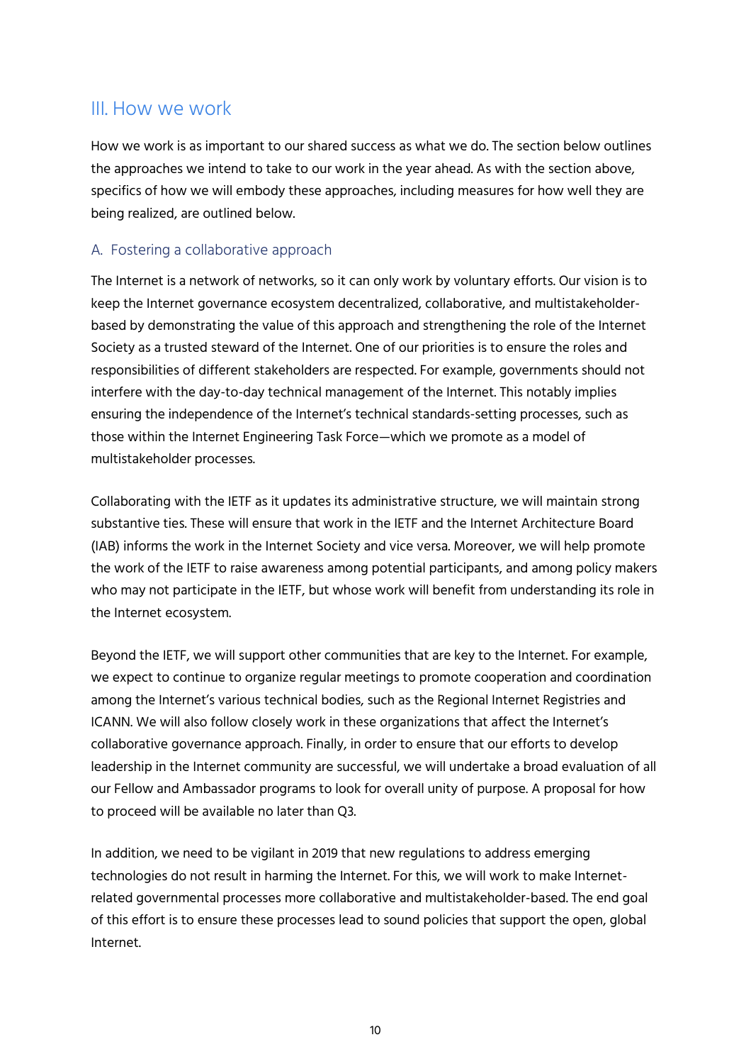## III. How we work

How we work is as important to our shared success as what we do. The section below outlines the approaches we intend to take to our work in the year ahead. As with the section above, specifics of how we will embody these approaches, including measures for how well they are being realized, are outlined below.

### A. Fostering a collaborative approach

The Internet is a network of networks, so it can only work by voluntary efforts. Our vision is to keep the Internet governance ecosystem decentralized, collaborative, and multistakeholder-based by demonstrating the value of this approach and strengthening the role of the Internet Society as a trusted steward of the Internet. One of our priorities is to ensure the roles and responsibilities of different stakeholders are respected. For example, governments should not interfere with the day-to-day technical management of the Internet. This notably implies ensuring the independence of the Internet's technical standards-setting processes, such as those within the Internet Engineering Task Force—which we promote as a model of multistakeholder processes.

Collaborating with the IETF as it updates its administrative structure, we will maintain strong substantive ties. These will ensure that work in the IETF and the Internet Architecture Board (IAB) informs the work in the Internet Society and vice versa. Moreover, we will help promote the work of the IETF to raise awareness among potential participants, and among policy makers who may not participate in the IETF, but whose work will benefit from understanding its role in the Internet ecosystem.

Beyond the IETF, we will support other communities that are key to the Internet. For example, we expect to continue to organize regular meetings to promote cooperation and coordination among the Internet's various technical bodies, such as the Regional Internet Registries and ICANN. We will also follow closely work in these organizations that affect the Internet's collaborative governance approach. Finally, in order to ensure that our efforts to develop leadership in the Internet community are successful, we will undertake a broad evaluation of all our Fellow and Ambassador programs to look for overall unity of purpose. A proposal for how to proceed will be available no later than Q3.

In addition, we need to be vigilant in 2019 that new regulations to address emerging technologies do not result in harming the Internet. For this, we will work to make Internet-related governmental processes more collaborative and multistakeholder-based. The end goal of this effort is to ensure these processes lead to sound policies that support the open, global Internet.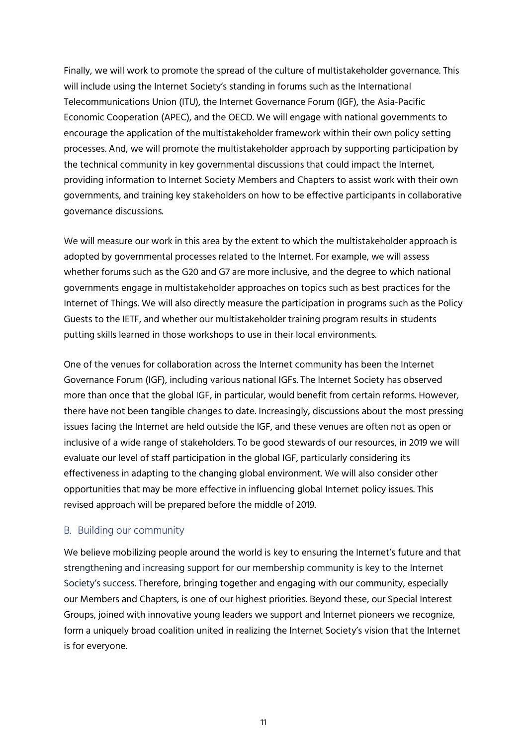Finally, we will work to promote the spread of the culture of multistakeholder governance. This will include using the Internet Society's standing in forums such as the International Telecommunications Union (ITU), the Internet Governance Forum (IGF), the Asia-Pacific Economic Cooperation (APEC), and the OECD. We will engage with national governments to encourage the application of the multistakeholder framework within their own policy setting processes. And, we will promote the multistakeholder approach by supporting participation by the technical community in key governmental discussions that could impact the Internet, providing information to Internet Society Members and Chapters to assist work with their own governments, and training key stakeholders on how to be effective participants in collaborative governance discussions.

We will measure our work in this area by the extent to which the multistakeholder approach is adopted by governmental processes related to the Internet. For example, we will assess whether forums such as the G20 and G7 are more inclusive, and the degree to which national governments engage in multistakeholder approaches on topics such as best practices for the Internet of Things. We will also directly measure the participation in programs such as the Policy Guests to the IETF, and whether our multistakeholder training program results in students putting skills learned in those workshops to use in their local environments.

One of the venues for collaboration across the Internet community has been the Internet Governance Forum (IGF), including various national IGFs. The Internet Society has observed more than once that the global IGF, in particular, would benefit from certain reforms. However, there have not been tangible changes to date. Increasingly, discussions about the most pressing issues facing the Internet are held outside the IGF, and these venues are often not as open or inclusive of a wide range of stakeholders. To be good stewards of our resources, in 2019 we will evaluate our level of staff participation in the global IGF, particularly considering its effectiveness in adapting to the changing global environment. We will also consider other opportunities that may be more effective in influencing global Internet policy issues. This revised approach will be prepared before the middle of 2019.

### B. Building our community

We believe mobilizing people around the world is key to ensuring the Internet's future and that strengthening and increasing support for our membership community is key to the Internet Society's success. Therefore, bringing together and engaging with our community, especially our Members and Chapters, is one of our highest priorities. Beyond these, our Special Interest Groups, joined with innovative young leaders we support and Internet pioneers we recognize, form a uniquely broad coalition united in realizing the Internet Society's vision that the Internet is for everyone.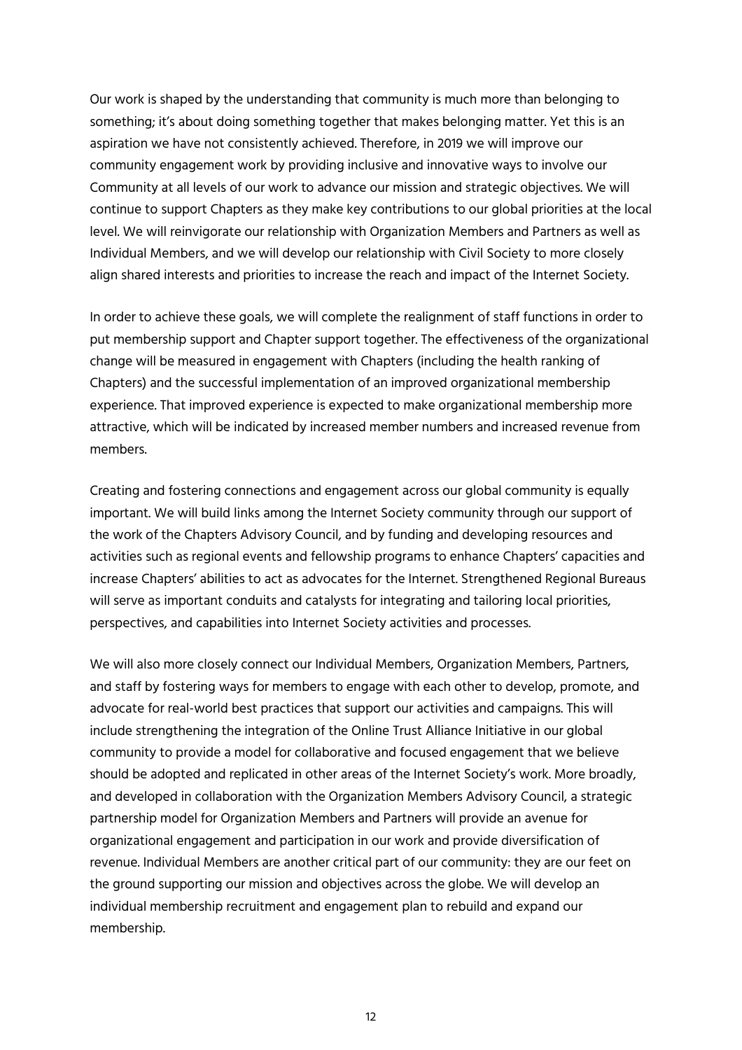Our work is shaped by the understanding that community is much more than belonging to something; it's about doing something together that makes belonging matter. Yet this is an aspiration we have not consistently achieved. Therefore, in 2019 we will improve our community engagement work by providing inclusive and innovative ways to involve our Community at all levels of our work to advance our mission and strategic objectives. We will continue to support Chapters as they make key contributions to our global priorities at the local level. We will reinvigorate our relationship with Organization Members and Partners as well as Individual Members, and we will develop our relationship with Civil Society to more closely align shared interests and priorities to increase the reach and impact of the Internet Society.

In order to achieve these goals, we will complete the realignment of staff functions in order to put membership support and Chapter support together. The effectiveness of the organizational change will be measured in engagement with Chapters (including the health ranking of Chapters) and the successful implementation of an improved organizational membership experience. That improved experience is expected to make organizational membership more attractive, which will be indicated by increased member numbers and increased revenue from members.

Creating and fostering connections and engagement across our global community is equally important. We will build links among the Internet Society community through our support of the work of the Chapters Advisory Council, and by funding and developing resources and activities such as regional events and fellowship programs to enhance Chapters' capacities and increase Chapters' abilities to act as advocates for the Internet. Strengthened Regional Bureaus will serve as important conduits and catalysts for integrating and tailoring local priorities, perspectives, and capabilities into Internet Society activities and processes.

We will also more closely connect our Individual Members, Organization Members, Partners, and staff by fostering ways for members to engage with each other to develop, promote, and advocate for real-world best practices that support our activities and campaigns. This will include strengthening the integration of the Online Trust Alliance Initiative in our global community to provide a model for collaborative and focused engagement that we believe should be adopted and replicated in other areas of the Internet Society's work. More broadly, and developed in collaboration with the Organization Members Advisory Council, a strategic partnership model for Organization Members and Partners will provide an avenue for organizational engagement and participation in our work and provide diversification of revenue. Individual Members are another critical part of our community: they are our feet on the ground supporting our mission and objectives across the globe. We will develop an individual membership recruitment and engagement plan to rebuild and expand our membership.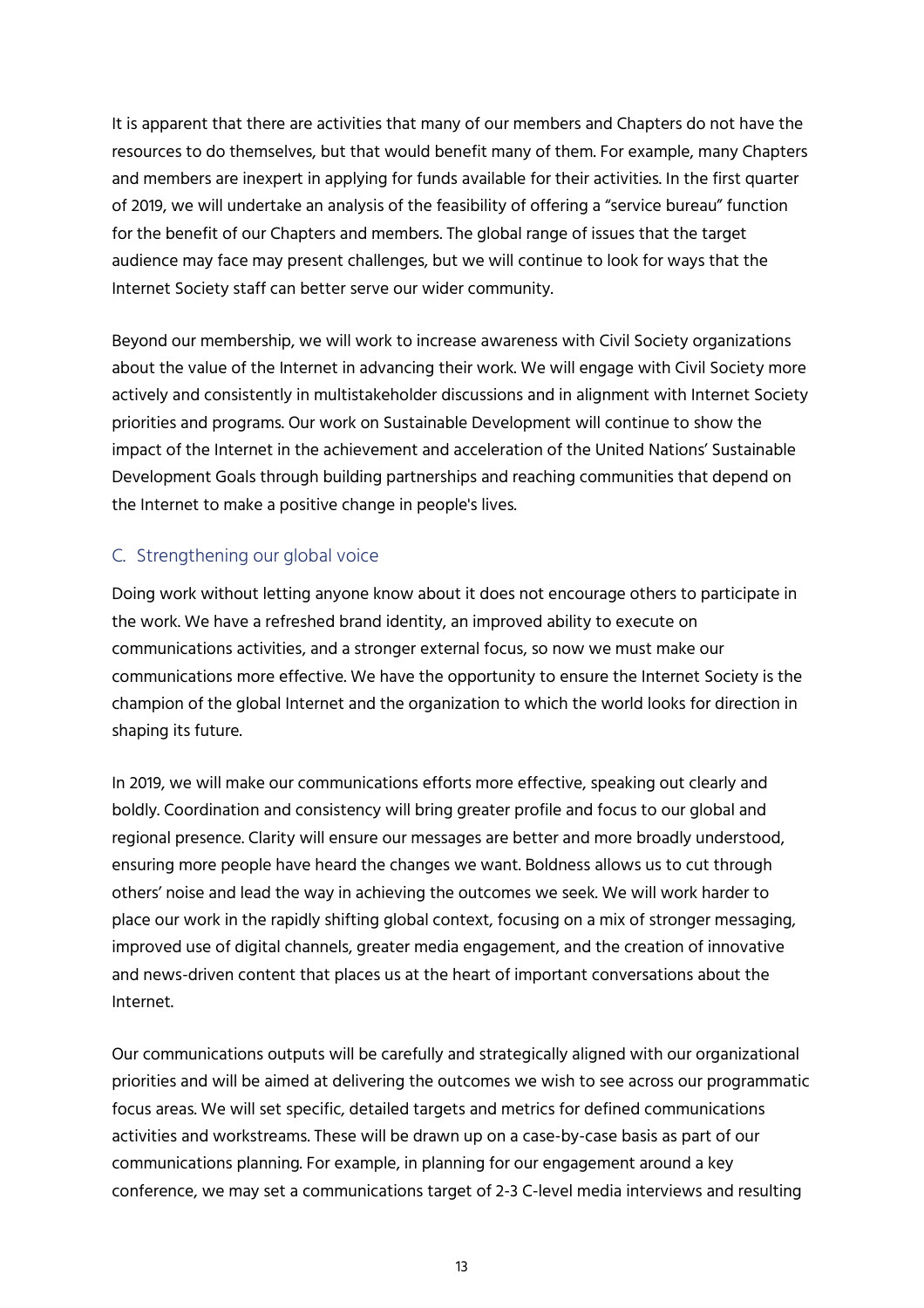It is apparent that there are activities that many of our members and Chapters do not have the resources to do themselves, but that would benefit many of them. For example, many Chapters and members are inexpert in applying for funds available for their activities. In the first quarter of 2019, we will undertake an analysis of the feasibility of offering a "service bureau" function for the benefit of our Chapters and members. The global range of issues that the target audience may face may present challenges, but we will continue to look for ways that the Internet Society staff can better serve our wider community.

Beyond our membership, we will work to increase awareness with Civil Society organizations about the value of the Internet in advancing their work. We will engage with Civil Society more actively and consistently in multistakeholder discussions and in alignment with Internet Society priorities and programs. Our work on Sustainable Development will continue to show the impact of the Internet in the achievement and acceleration of the United Nations' Sustainable Development Goals through building partnerships and reaching communities that depend on the Internet to make a positive change in people's lives.

### C. Strengthening our global voice

Doing work without letting anyone know about it does not encourage others to participate in the work. We have a refreshed brand identity, an improved ability to execute on communications activities, and a stronger external focus, so now we must make our communications more effective. We have the opportunity to ensure the Internet Society is the champion of the global Internet and the organization to which the world looks for direction in shaping its future.

In 2019, we will make our communications efforts more effective, speaking out clearly and boldly. Coordination and consistency will bring greater profile and focus to our global and regional presence. Clarity will ensure our messages are better and more broadly understood, ensuring more people have heard the changes we want. Boldness allows us to cut through others' noise and lead the way in achieving the outcomes we seek. We will work harder to place our work in the rapidly shifting global context, focusing on a mix of stronger messaging, improved use of digital channels, greater media engagement, and the creation of innovative and news-driven content that places us at the heart of important conversations about the Internet.

Our communications outputs will be carefully and strategically aligned with our organizational priorities and will be aimed at delivering the outcomes we wish to see across our programmatic focus areas. We will set specific, detailed targets and metrics for defined communications activities and workstreams. These will be drawn up on a case-by-case basis as part of our communications planning. For example, in planning for our engagement around a key conference, we may set a communications target of 2-3 C-level media interviews and resulting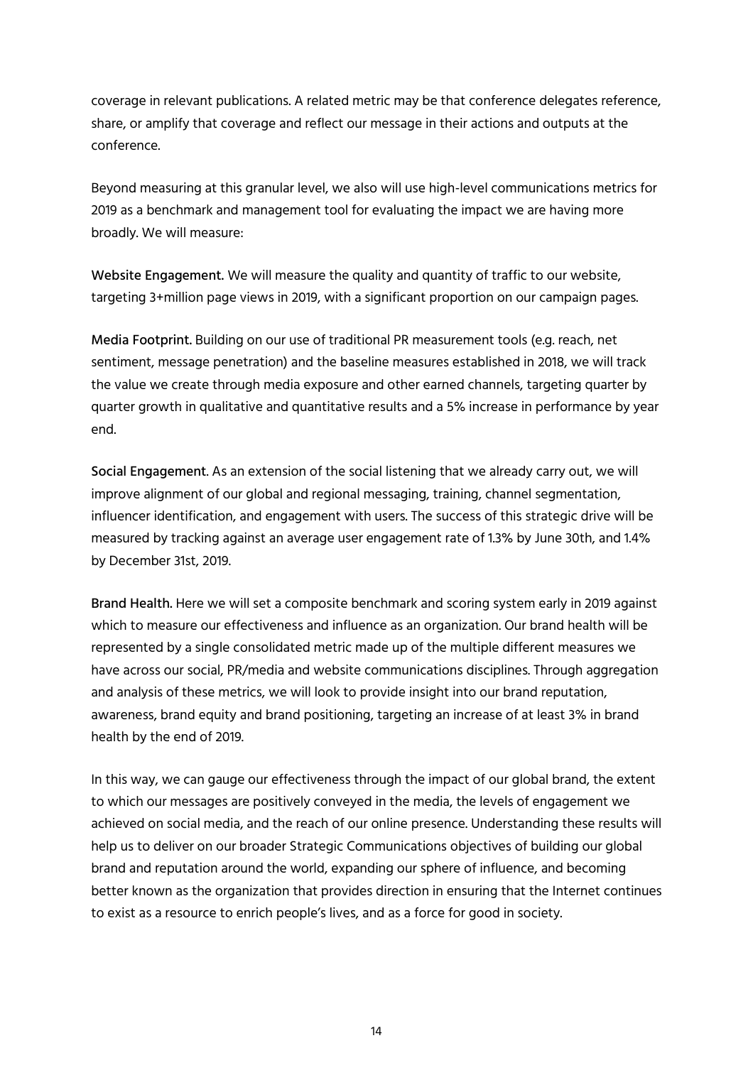coverage in relevant publications. A related metric may be that conference delegates reference, share, or amplify that coverage and reflect our message in their actions and outputs at the conference.

Beyond measuring at this granular level, we also will use high-level communications metrics for 2019 as a benchmark and management tool for evaluating the impact we are having more broadly. We will measure:

**Website Engagement.** We will measure the quality and quantity of traffic to our website, targeting 3+million page views in 2019, with a significant proportion on our campaign pages.

**Media Footprint.** Building on our use of traditional PR measurement tools (e.g. reach, net sentiment, message penetration) and the baseline measures established in 2018, we will track the value we create through media exposure and other earned channels, targeting quarter by quarter growth in qualitative and quantitative results and a 5% increase in performance by year end.

**Social Engagement**. As an extension of the social listening that we already carry out, we will improve alignment of our global and regional messaging, training, channel segmentation, influencer identification, and engagement with users. The success of this strategic drive will be measured by tracking against an average user engagement rate of 1.3% by June 30th, and 1.4% by December 31st, 2019.

**Brand Health.** Here we will set a composite benchmark and scoring system early in 2019 against which to measure our effectiveness and influence as an organization. Our brand health will be represented by a single consolidated metric made up of the multiple different measures we have across our social, PR/media and website communications disciplines. Through aggregation and analysis of these metrics, we will look to provide insight into our brand reputation, awareness, brand equity and brand positioning, targeting an increase of at least 3% in brand health by the end of 2019.

In this way, we can gauge our effectiveness through the impact of our global brand, the extent to which our messages are positively conveyed in the media, the levels of engagement we achieved on social media, and the reach of our online presence. Understanding these results will help us to deliver on our broader Strategic Communications objectives of building our global brand and reputation around the world, expanding our sphere of influence, and becoming better known as the organization that provides direction in ensuring that the Internet continues to exist as a resource to enrich people's lives, and as a force for good in society.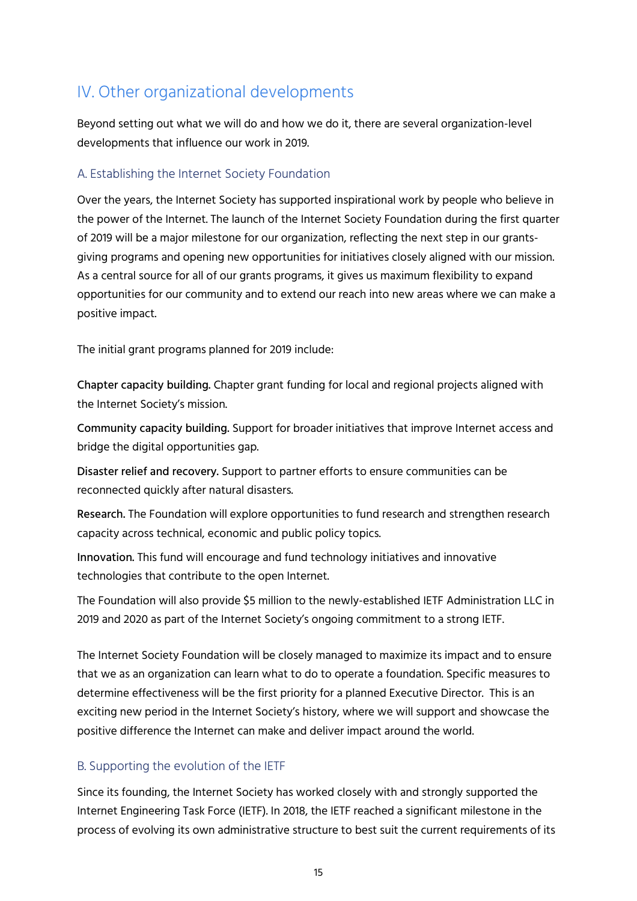## IV. Other organizational developments

Beyond setting out what we will do and how we do it, there are several organization-level developments that influence our work in 2019.

### A. Establishing the Internet Society Foundation

Over the years, the Internet Society has supported inspirational work by people who believe in the power of the Internet. The launch of the Internet Society Foundation during the first quarter of 2019 will be a major milestone for our organization, reflecting the next step in our grants-giving programs and opening new opportunities for initiatives closely aligned with our mission. As a central source for all of our grants programs, it gives us maximum flexibility to expand opportunities for our community and to extend our reach into new areas where we can make a positive impact.

The initial grant programs planned for 2019 include:

**Chapter capacity building.** Chapter grant funding for local and regional projects aligned with the Internet Society's mission.

**Community capacity building.** Support for broader initiatives that improve Internet access and bridge the digital opportunities gap.

**Disaster relief and recovery.** Support to partner efforts to ensure communities can be reconnected quickly after natural disasters.

**Research.** The Foundation will explore opportunities to fund research and strengthen research capacity across technical, economic and public policy topics.

**Innovation.** This fund will encourage and fund technology initiatives and innovative technologies that contribute to the open Internet.

The Foundation will also provide $5 million to the newly-established IETF Administration LLC in 2019 and 2020 as part of the Internet Society's ongoing commitment to a strong IETF.

The Internet Society Foundation will be closely managed to maximize its impact and to ensure that we as an organization can learn what to do to operate a foundation. Specific measures to determine effectiveness will be the first priority for a planned Executive Director. This is an exciting new period in the Internet Society's history, where we will support and showcase the positive difference the Internet can make and deliver impact around the world.

### B. Supporting the evolution of the IETF

Since its founding, the Internet Society has worked closely with and strongly supported the Internet Engineering Task Force (IETF). In 2018, the IETF reached a significant milestone in the process of evolving its own administrative structure to best suit the current requirements of its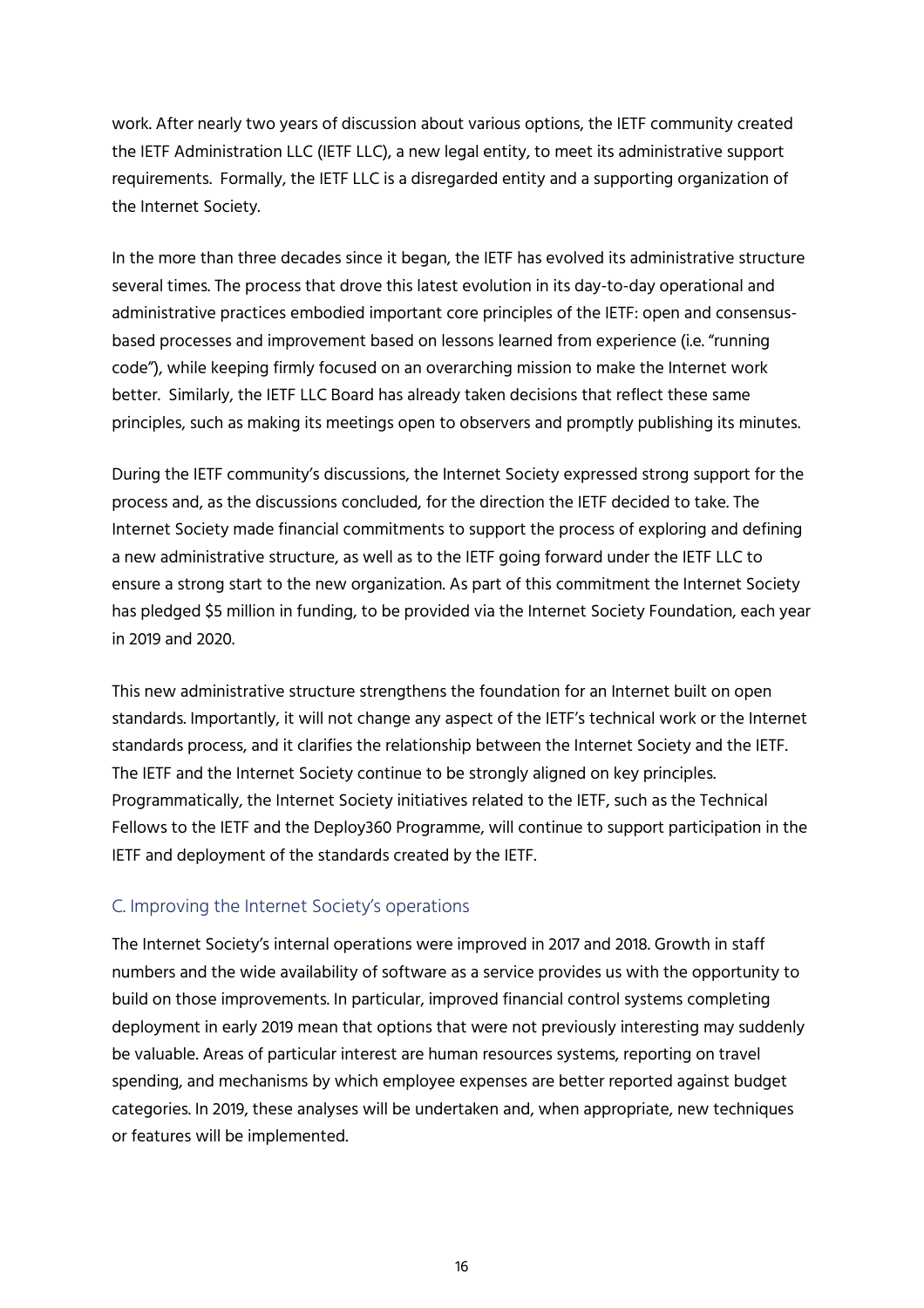work. After nearly two years of discussion about various options, the IETF community created the IETF Administration LLC (IETF LLC), a new legal entity, to meet its administrative support requirements. Formally, the IETF LLC is a disregarded entity and a supporting organization of the Internet Society.

In the more than three decades since it began, the IETF has evolved its administrative structure several times. The process that drove this latest evolution in its day-to-day operational and administrative practices embodied important core principles of the IETF: open and consensus-based processes and improvement based on lessons learned from experience (i.e. "running code"), while keeping firmly focused on an overarching mission to make the Internet work better. Similarly, the IETF LLC Board has already taken decisions that reflect these same principles, such as making its meetings open to observers and promptly publishing its minutes.

During the IETF community's discussions, the Internet Society expressed strong support for the process and, as the discussions concluded, for the direction the IETF decided to take. The Internet Society made financial commitments to support the process of exploring and defining a new administrative structure, as well as to the IETF going forward under the IETF LLC to ensure a strong start to the new organization. As part of this commitment the Internet Society has pledged $5 million in funding, to be provided via the Internet Society Foundation, each year in 2019 and 2020.

This new administrative structure strengthens the foundation for an Internet built on open standards. Importantly, it will not change any aspect of the IETF's technical work or the Internet standards process, and it clarifies the relationship between the Internet Society and the IETF. The IETF and the Internet Society continue to be strongly aligned on key principles. Programmatically, the Internet Society initiatives related to the IETF, such as the Technical Fellows to the IETF and the Deploy360 Programme, will continue to support participation in the IETF and deployment of the standards created by the IETF.

### C. Improving the Internet Society's operations

The Internet Society's internal operations were improved in 2017 and 2018. Growth in staff numbers and the wide availability of software as a service provides us with the opportunity to build on those improvements. In particular, improved financial control systems completing deployment in early 2019 mean that options that were not previously interesting may suddenly be valuable. Areas of particular interest are human resources systems, reporting on travel spending, and mechanisms by which employee expenses are better reported against budget categories. In 2019, these analyses will be undertaken and, when appropriate, new techniques or features will be implemented.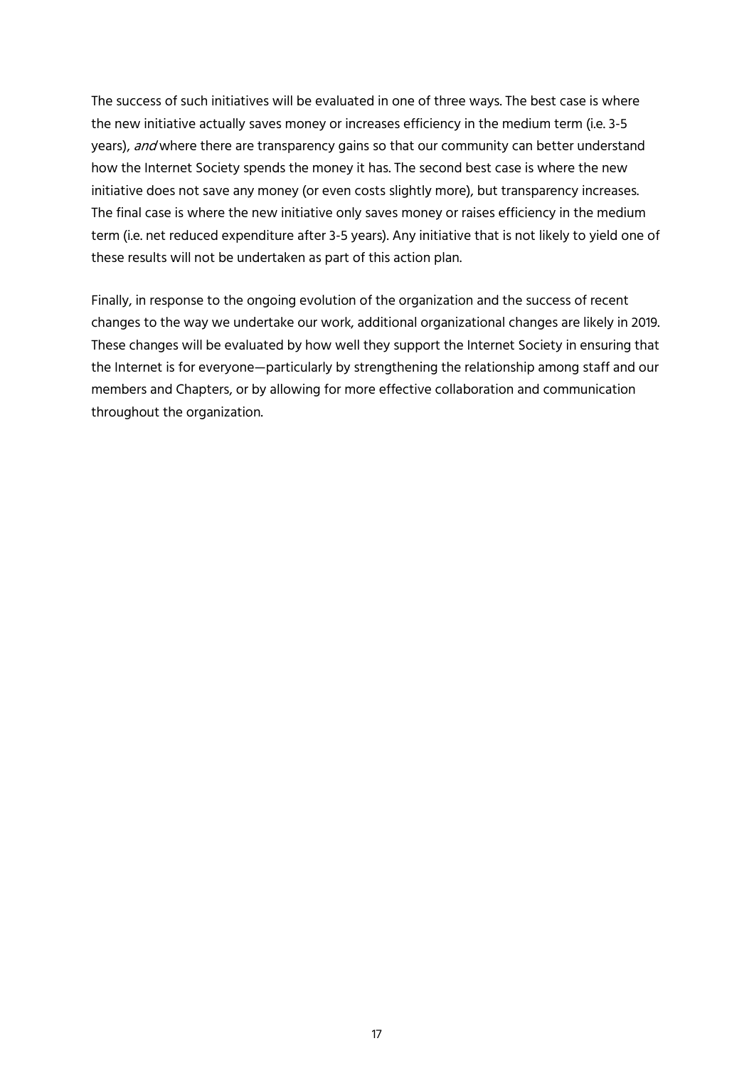The success of such initiatives will be evaluated in one of three ways. The best case is where the new initiative actually saves money or increases efficiency in the medium term (i.e. 3-5 years), *and* where there are transparency gains so that our community can better understand how the Internet Society spends the money it has. The second best case is where the new initiative does not save any money (or even costs slightly more), but transparency increases. The final case is where the new initiative only saves money or raises efficiency in the medium term (i.e. net reduced expenditure after 3-5 years). Any initiative that is not likely to yield one of these results will not be undertaken as part of this action plan.

Finally, in response to the ongoing evolution of the organization and the success of recent changes to the way we undertake our work, additional organizational changes are likely in 2019. These changes will be evaluated by how well they support the Internet Society in ensuring that the Internet is for everyone—particularly by strengthening the relationship among staff and our members and Chapters, or by allowing for more effective collaboration and communication throughout the organization.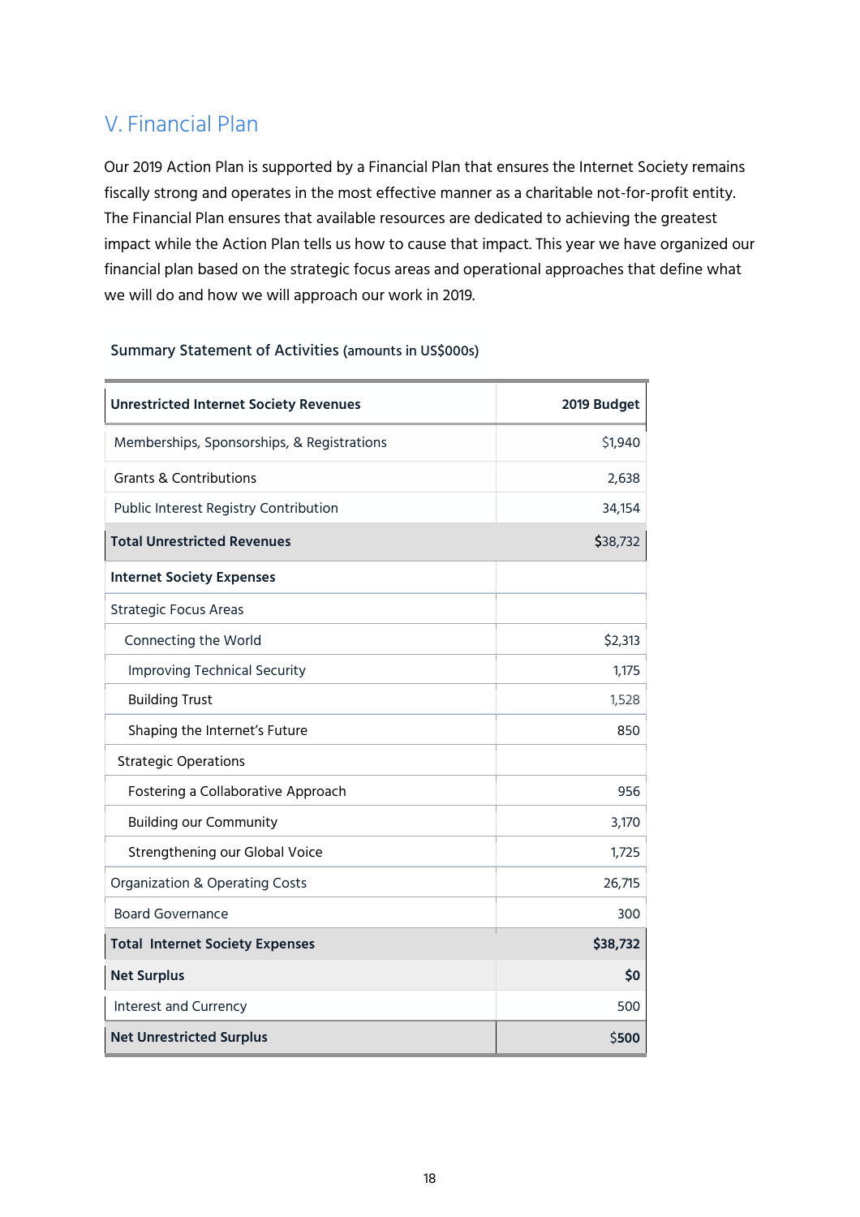## V. Financial Plan

Our 2019 Action Plan is supported by a Financial Plan that ensures the Internet Society remains fiscally strong and operates in the most effective manner as a charitable not-for-profit entity. The Financial Plan ensures that available resources are dedicated to achieving the greatest impact while the Action Plan tells us how to cause that impact. This year we have organized our financial plan based on the strategic focus areas and operational approaches that define what we will do and how we will approach our work in 2019.

**Summary Statement of Activities** (amounts in US$000s)

| **Unrestricted Internet Society Revenues** | **2019 Budget** |
|---|---:|
| Memberships, Sponsorships, & Registrations | $1,940 |
| Grants & Contributions | 2,638 |
| Public Interest Registry Contribution | 34,154 |
| **Total Unrestricted Revenues** | $38,732 |
| **Internet Society Expenses** | |
| Strategic Focus Areas | |
| Connecting the World | $2,313 |
| Improving Technical Security | 1,175 |
| Building Trust | 1,528 |
| Shaping the Internet's Future | 850 |
| Strategic Operations | |
| Fostering a Collaborative Approach | 956 |
| Building our Community | 3,170 |
| Strengthening our Global Voice | 1,725 |
| Organization & Operating Costs | 26,715 |
| Board Governance | 300 |
| **Total Internet Society Expenses** | **$38,732** |
| **Net Surplus** | **$0** |
| Interest and Currency | 500 |
| **Net Unrestricted Surplus** | $500 |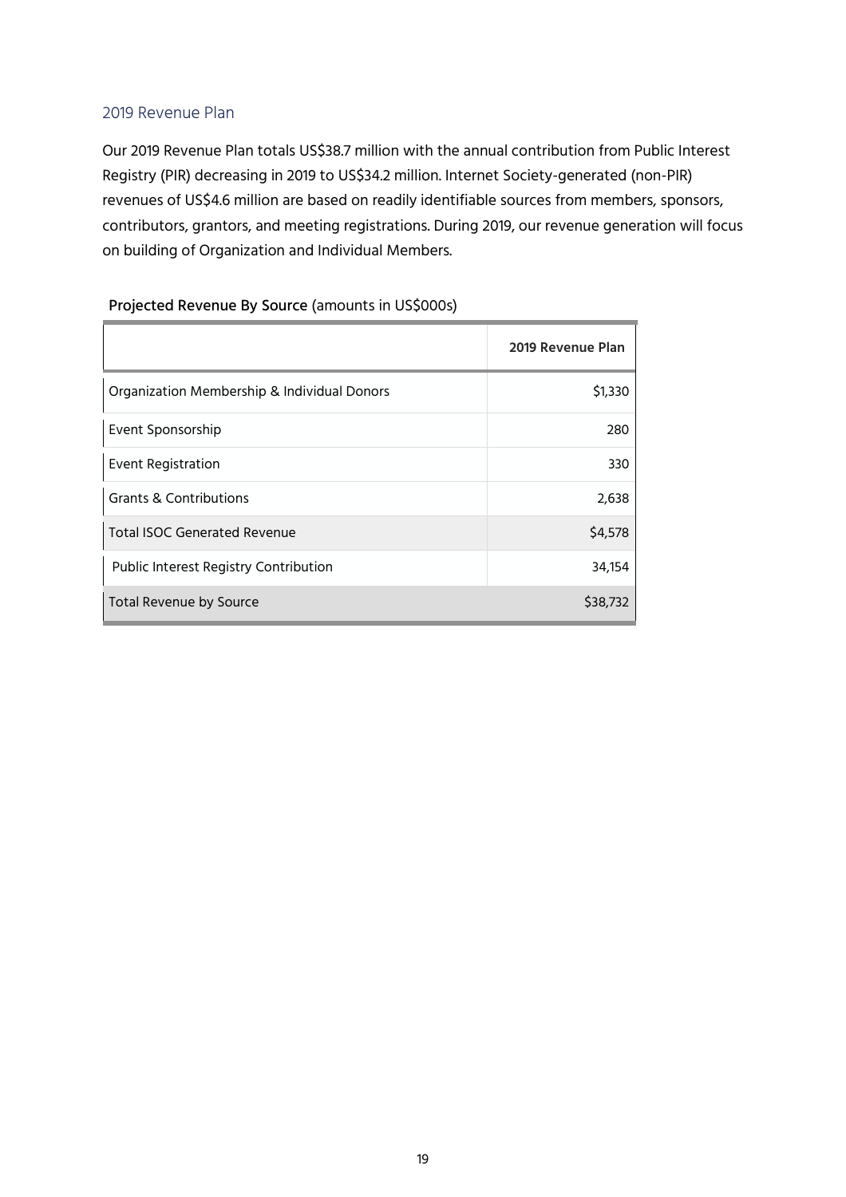## 2019 Revenue Plan

Our 2019 Revenue Plan totals US$38.7 million with the annual contribution from Public Interest Registry (PIR) decreasing in 2019 to US$34.2 million. Internet Society-generated (non-PIR) revenues of US$4.6 million are based on readily identifiable sources from members, sponsors, contributors, grantors, and meeting registrations. During 2019, our revenue generation will focus on building of Organization and Individual Members.

**Projected Revenue By Source** (amounts in US$000s)

| | 2019 Revenue Plan |
|---|---:|
| Organization Membership & Individual Donors | $1,330 |
| Event Sponsorship | 280 |
| Event Registration | 330 |
| Grants & Contributions | 2,638 |
| Total ISOC Generated Revenue | $4,578 |
| Public Interest Registry Contribution | 34,154 |
| Total Revenue by Source | $38,732 |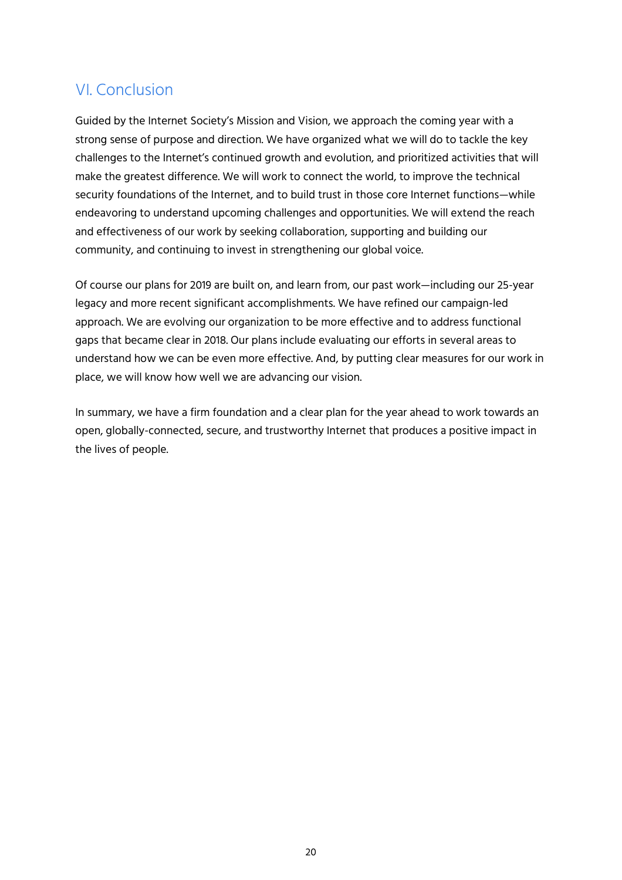## VI. Conclusion

Guided by the Internet Society's Mission and Vision, we approach the coming year with a strong sense of purpose and direction. We have organized what we will do to tackle the key challenges to the Internet's continued growth and evolution, and prioritized activities that will make the greatest difference. We will work to connect the world, to improve the technical security foundations of the Internet, and to build trust in those core Internet functions—while endeavoring to understand upcoming challenges and opportunities. We will extend the reach and effectiveness of our work by seeking collaboration, supporting and building our community, and continuing to invest in strengthening our global voice.

Of course our plans for 2019 are built on, and learn from, our past work—including our 25-year legacy and more recent significant accomplishments. We have refined our campaign-led approach. We are evolving our organization to be more effective and to address functional gaps that became clear in 2018. Our plans include evaluating our efforts in several areas to understand how we can be even more effective. And, by putting clear measures for our work in place, we will know how well we are advancing our vision.

In summary, we have a firm foundation and a clear plan for the year ahead to work towards an open, globally-connected, secure, and trustworthy Internet that produces a positive impact in the lives of people.